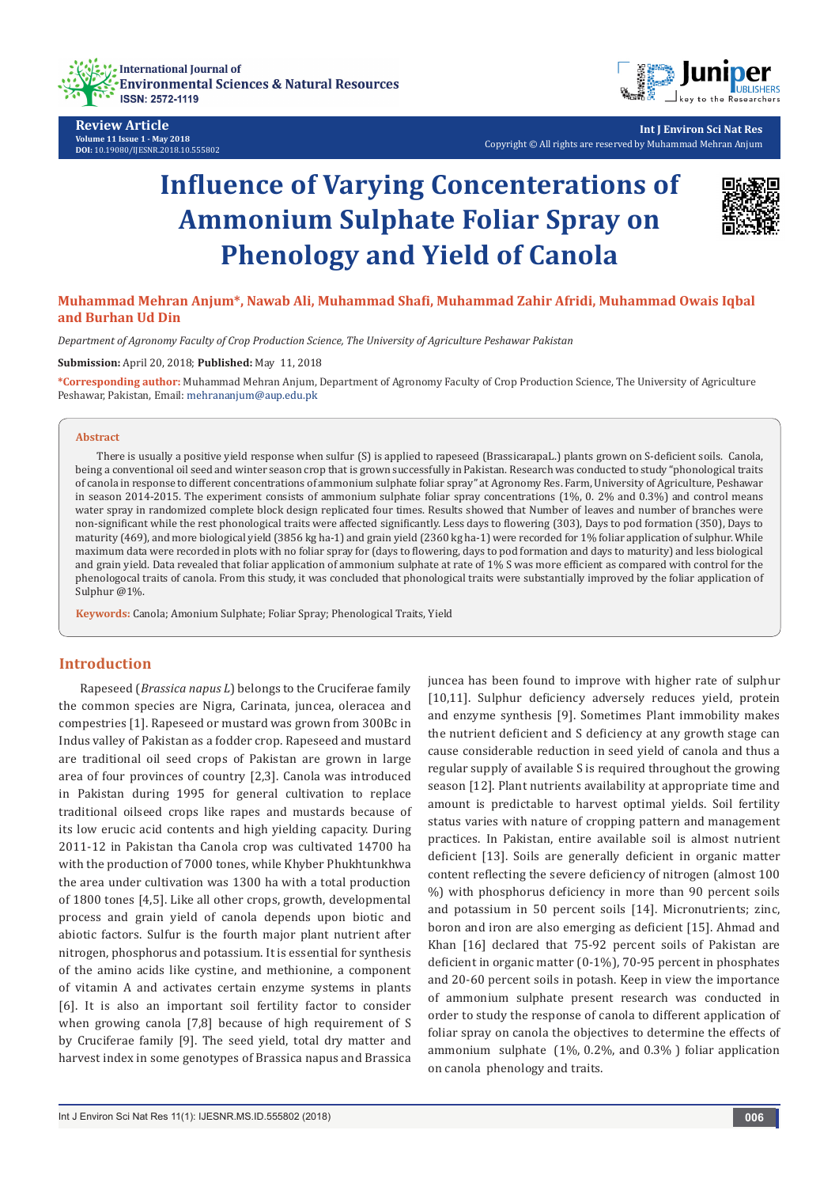Review Article
Volume 11 Issue 1 - May 2018
DOI: 10.19080/IJESNR.2018.10.555802

Int J Environ Sci Nat Res
Copyright © All rights are reserved by Muhammad Mehran Anjum

# Influence of Varying Concenterations of Ammonium Sulphate Foliar Spray on Phenology and Yield of Canola

**Muhammad Mehran Anjum*, Nawab Ali, Muhammad Shafi, Muhammad Zahir Afridi, Muhammad Owais Iqbal and Burhan Ud Din**

*Department of Agronomy Faculty of Crop Production Science, The University of Agriculture Peshawar Pakistan*

**Submission:** April 20, 2018; **Published:** May 11, 2018

**\*Corresponding author:** Muhammad Mehran Anjum, Department of Agronomy Faculty of Crop Production Science, The University of Agriculture Peshawar, Pakistan, Email: mehrananjum@aup.edu.pk

## Abstract

There is usually a positive yield response when sulfur (S) is applied to rapeseed (BrassicarapaL.) plants grown on S-deficient soils. Canola, being a conventional oil seed and winter season crop that is grown successfully in Pakistan. Research was conducted to study "phonological traits of canola in response to different concentrations of ammonium sulphate foliar spray" at Agronomy Res. Farm, University of Agriculture, Peshawar in season 2014-2015. The experiment consists of ammonium sulphate foliar spray concentrations (1%, 0. 2% and 0.3%) and control means water spray in randomized complete block design replicated four times. Results showed that Number of leaves and number of branches were non-significant while the rest phonological traits were affected significantly. Less days to flowering (303), Days to pod formation (350), Days to maturity (469), and more biological yield (3856 kg ha-1) and grain yield (2360 kg ha-1) were recorded for 1% foliar application of sulphur. While maximum data were recorded in plots with no foliar spray for (days to flowering, days to pod formation and days to maturity) and less biological and grain yield. Data revealed that foliar application of ammonium sulphate at rate of 1% S was more efficient as compared with control for the phenologocal traits of canola. From this study, it was concluded that phonological traits were substantially improved by the foliar application of Sulphur @1%.

**Keywords:** Canola; Amonium Sulphate; Foliar Spray; Phenological Traits, Yield

## Introduction

Rapeseed (*Brassica napus L*) belongs to the Cruciferae family the common species are Nigra, Carinata, juncea, oleracea and compestries [1]. Rapeseed or mustard was grown from 300Bc in Indus valley of Pakistan as a fodder crop. Rapeseed and mustard are traditional oil seed crops of Pakistan are grown in large area of four provinces of country [2,3]. Canola was introduced in Pakistan during 1995 for general cultivation to replace traditional oilseed crops like rapes and mustards because of its low erucic acid contents and high yielding capacity. During 2011-12 in Pakistan tha Canola crop was cultivated 14700 ha with the production of 7000 tones, while Khyber Phukhtunkhwa the area under cultivation was 1300 ha with a total production of 1800 tones [4,5]. Like all other crops, growth, developmental process and grain yield of canola depends upon biotic and abiotic factors. Sulfur is the fourth major plant nutrient after nitrogen, phosphorus and potassium. It is essential for synthesis of the amino acids like cystine, and methionine, a component of vitamin A and activates certain enzyme systems in plants [6]. It is also an important soil fertility factor to consider when growing canola [7,8] because of high requirement of S by Cruciferae family [9]. The seed yield, total dry matter and harvest index in some genotypes of Brassica napus and Brassica juncea has been found to improve with higher rate of sulphur [10,11]. Sulphur deficiency adversely reduces yield, protein and enzyme synthesis [9]. Sometimes Plant immobility makes the nutrient deficient and S deficiency at any growth stage can cause considerable reduction in seed yield of canola and thus a regular supply of available S is required throughout the growing season [12]. Plant nutrients availability at appropriate time and amount is predictable to harvest optimal yields. Soil fertility status varies with nature of cropping pattern and management practices. In Pakistan, entire available soil is almost nutrient deficient [13]. Soils are generally deficient in organic matter content reflecting the severe deficiency of nitrogen (almost 100 %) with phosphorus deficiency in more than 90 percent soils and potassium in 50 percent soils [14]. Micronutrients; zinc, boron and iron are also emerging as deficient [15]. Ahmad and Khan [16] declared that 75-92 percent soils of Pakistan are deficient in organic matter (0-1%), 70-95 percent in phosphates and 20-60 percent soils in potash. Keep in view the importance of ammonium sulphate present research was conducted in order to study the response of canola to different application of foliar spray on canola the objectives to determine the effects of ammonium sulphate (1%, 0.2%, and 0.3% ) foliar application on canola phenology and traits.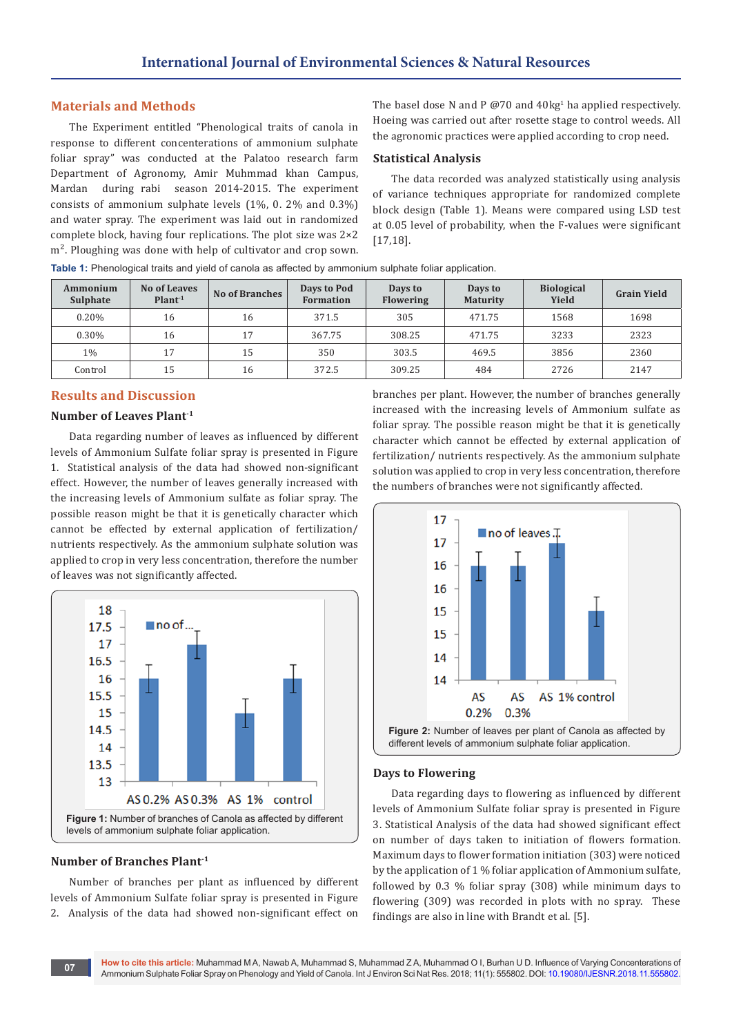## Materials and Methods

The Experiment entitled "Phenological traits of canola in response to different concenterations of ammonium sulphate foliar spray" was conducted at the Palatoo research farm Department of Agronomy, Amir Muhmmad khan Campus, Mardan during rabi season 2014-2015. The experiment consists of ammonium sulphate levels (1%, 0. 2% and 0.3%) and water spray. The experiment was laid out in randomized complete block, having four replications. The plot size was 2×2 $m^2$. Ploughing was done with help of cultivator and crop sown. The basel dose N and P @70 and 40kg[1] ha applied respectively. Hoeing was carried out after rosette stage to control weeds. All the agronomic practices were applied according to crop need.

### Statistical Analysis

The data recorded was analyzed statistically using analysis of variance techniques appropriate for randomized complete block design (Table 1). Means were compared using LSD test at 0.05 level of probability, when the F-values were significant [17,18].

**Table 1:** Phenological traits and yield of canola as affected by ammonium sulphate foliar application.

| Ammonium Sulphate | No of Leaves Plant[-1] | No of Branches | Days to Pod Formation | Days to Flowering | Days to Maturity | Biological Yield | Grain Yield |
|---|---|---|---|---|---|---|---|
| 0.20% | 16 | 16 | 371.5 | 305 | 471.75 | 1568 | 1698 |
| 0.30% | 16 | 17 | 367.75 | 308.25 | 471.75 | 3233 | 2323 |
| 1% | 17 | 15 | 350 | 303.5 | 469.5 | 3856 | 2360 |
| Control | 15 | 16 | 372.5 | 309.25 | 484 | 2726 | 2147 |

## Results and Discussion

### Number of Leaves Plant[-1]

Data regarding number of leaves as influenced by different levels of Ammonium Sulfate foliar spray is presented in Figure 1. Statistical analysis of the data had showed non-significant effect. However, the number of leaves generally increased with the increasing levels of Ammonium sulfate as foliar spray. The possible reason might be that it is genetically character which cannot be effected by external application of fertilization/ nutrients respectively. As the ammonium sulphate solution was applied to crop in very less concentration, therefore the number of leaves was not significantly affected.

**Figure 1:** Number of branches of Canola as affected by different levels of ammonium sulphate foliar application.

### Number of Branches Plant[-1]

Number of branches per plant as influenced by different levels of Ammonium Sulfate foliar spray is presented in Figure 2. Analysis of the data had showed non-significant effect on branches per plant. However, the number of branches generally increased with the increasing levels of Ammonium sulfate as foliar spray. The possible reason might be that it is genetically character which cannot be effected by external application of fertilization/ nutrients respectively. As the ammonium sulphate solution was applied to crop in very less concentration, therefore the numbers of branches were not significantly affected.

**Figure 2:** Number of leaves per plant of Canola as affected by different levels of ammonium sulphate foliar application.

### Days to Flowering

Data regarding days to flowering as influenced by different levels of Ammonium Sulfate foliar spray is presented in Figure 3. Statistical Analysis of the data had showed significant effect on number of days taken to initiation of flowers formation. Maximum days to flower formation initiation (303) were noticed by the application of 1 % foliar application of Ammonium sulfate, followed by 0.3 % foliar spray (308) while minimum days to flowering (309) was recorded in plots with no spray. These findings are also in line with Brandt et al. [5].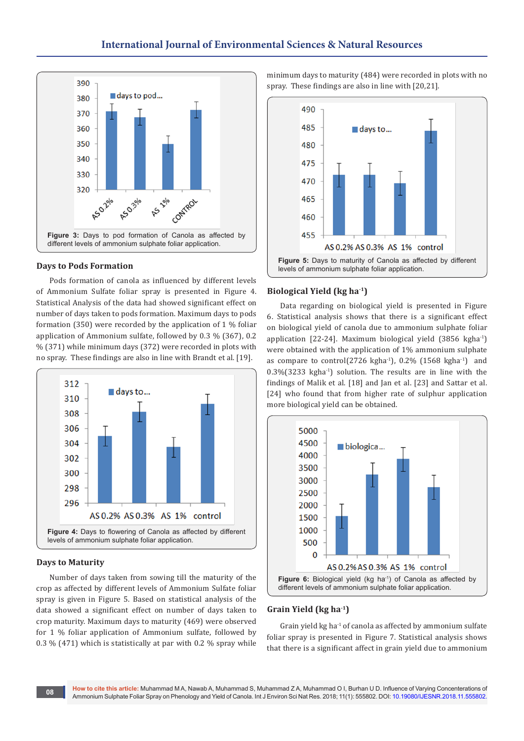Figure 3: Days to pod formation of Canola as affected by different levels of ammonium sulphate foliar application.

### Days to Pods Formation

Pods formation of canola as influenced by different levels of Ammonium Sulfate foliar spray is presented in Figure 4. Statistical Analysis of the data had showed significant effect on number of days taken to pods formation. Maximum days to pods formation (350) were recorded by the application of 1 % foliar application of Ammonium sulfate, followed by 0.3 % (367), 0.2 % (371) while minimum days (372) were recorded in plots with no spray. These findings are also in line with Brandt et al. [19].

Figure 4: Days to flowering of Canola as affected by different levels of ammonium sulphate foliar application.

### Days to Maturity

Number of days taken from sowing till the maturity of the crop as affected by different levels of Ammonium Sulfate foliar spray is given in Figure 5. Based on statistical analysis of the data showed a significant effect on number of days taken to crop maturity. Maximum days to maturity (469) were observed for 1 % foliar application of Ammonium sulfate, followed by 0.3 % (471) which is statistically at par with 0.2 % spray while minimum days to maturity (484) were recorded in plots with no spray. These findings are also in line with [20,21].

Figure 5: Days to maturity of Canola as affected by different levels of ammonium sulphate foliar application.

### Biological Yield (kg $ha^{-1}$)

Data regarding on biological yield is presented in Figure 6. Statistical analysis shows that there is a significant effect on biological yield of canola due to ammonium sulphate foliar application [22-24]. Maximum biological yield (3856 kg$ha^{-1}$) were obtained with the application of 1% ammonium sulphate as compare to control(2726 kg$ha^{-1}$), 0.2% (1568 kg$ha^{-1}$) and 0.3%(3233 kg$ha^{-1}$) solution. The results are in line with the findings of Malik et al. [18] and Jan et al. [23] and Sattar et al. [24] who found that from higher rate of sulphur application more biological yield can be obtained.

Figure 6: Biological yield (kg $ha^{-1}$) of Canola as affected by different levels of ammonium sulphate foliar application.

### Grain Yield (kg $ha^{-1}$)

Grain yield kg $ha^{-1}$ of canola as affected by ammonium sulfate foliar spray is presented in Figure 7. Statistical analysis shows that there is a significant affect in grain yield due to ammonium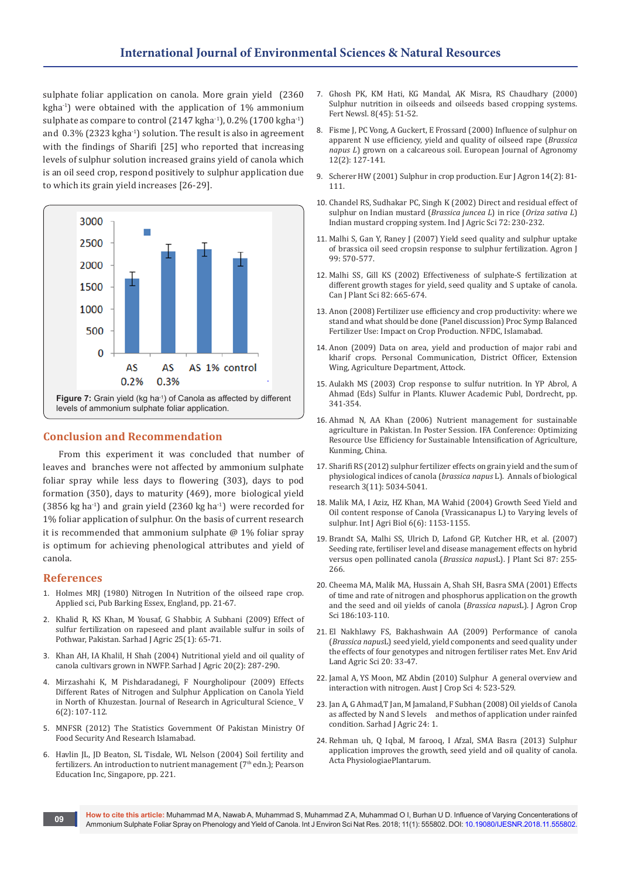sulphate foliar application on canola. More grain yield (2360 kgha$^{-1}$) were obtained with the application of 1% ammonium sulphate as compare to control (2147 kgha$^{-1}$), 0.2% (1700 kgha$^{-1}$) and 0.3% (2323 kgha$^{-1}$) solution. The result is also in agreement with the findings of Sharifi [25] who reported that increasing levels of sulphur solution increased grains yield of canola which is an oil seed crop, respond positively to sulphur application due to which its grain yield increases [26-29].

**Figure 7:** Grain yield (kg ha$^{-1}$) of Canola as affected by different levels of ammonium sulphate foliar application.

## Conclusion and Recommendation

From this experiment it was concluded that number of leaves and branches were not affected by ammonium sulphate foliar spray while less days to flowering (303), days to pod formation (350), days to maturity (469), more biological yield (3856 kg ha$^{-1}$) and grain yield (2360 kg ha$^{-1}$) were recorded for 1% foliar application of sulphur. On the basis of current research it is recommended that ammonium sulphate @ 1% foliar spray is optimum for achieving phenological attributes and yield of canola.

## References

1. Holmes MRJ (1980) Nitrogen In Nutrition of the oilseed rape crop. Applied sci, Pub Barking Essex, England, pp. 21-67.
2. Khalid R, KS Khan, M Yousaf, G Shabbir, A Subhani (2009) Effect of sulfur fertilization on rapeseed and plant available sulfur in soils of Pothwar, Pakistan. Sarhad J Agric 25(1): 65-71.
3. Khan AH, IA Khalil, H Shah (2004) Nutritional yield and oil quality of canola cultivars grown in NWFP. Sarhad J Agric 20(2): 287-290.
4. Mirzashahi K, M Pishdaradanegi, F Nourgholipour (2009) Effects Different Rates of Nitrogen and Sulphur Application on Canola Yield in North of Khuzestan. Journal of Research in Agricultural Science_ V 6(2): 107-112.
5. MNFSR (2012) The Statistics Government Of Pakistan Ministry Of Food Security And Research Islamabad.
6. Havlin JL, JD Beaton, SL Tisdale, WL Nelson (2004) Soil fertility and fertilizers. An introduction to nutrient management (7th edn.); Pearson Education Inc, Singapore, pp. 221.
7. Ghosh PK, KM Hati, KG Mandal, AK Misra, RS Chaudhary (2000) Sulphur nutrition in oilseeds and oilseeds based cropping systems. Fert Newsl. 8(45): 51-52.
8. Fisme J, PC Vong, A Guckert, E Frossard (2000) Influence of sulphur on apparent N use efficiency, yield and quality of oilseed rape (*Brassica napus L*) grown on a calcareous soil. European Journal of Agronomy 12(2): 127-141.
9. Scherer HW (2001) Sulphur in crop production. Eur J Agron 14(2): 81-111.
10. Chandel RS, Sudhakar PC, Singh K (2002) Direct and residual effect of sulphur on Indian mustard (*Brassica juncea L*) in rice (*Oriza sativa L*) Indian mustard cropping system. Ind J Agric Sci 72: 230-232.
11. Malhi S, Gan Y, Raney J (2007) Yield seed quality and sulphur uptake of brassica oil seed cropsin response to sulphur fertilization. Agron J 99: 570-577.
12. Malhi SS, Gill KS (2002) Effectiveness of sulphate-S fertilization at different growth stages for yield, seed quality and S uptake of canola. Can J Plant Sci 82: 665-674.
13. Anon (2008) Fertilizer use efficiency and crop productivity: where we stand and what should be done (Panel discussion) Proc Symp Balanced Fertilizer Use: Impact on Crop Production. NFDC, Islamabad.
14. Anon (2009) Data on area, yield and production of major rabi and kharif crops. Personal Communication, District Officer, Extension Wing, Agriculture Department, Attock.
15. Aulakh MS (2003) Crop response to sulfur nutrition. In YP Abrol, A Ahmad (Eds) Sulfur in Plants. Kluwer Academic Publ, Dordrecht, pp. 341-354.
16. Ahmad N, AA Khan (2006) Nutrient management for sustainable agriculture in Pakistan. In Poster Session. IFA Conference: Optimizing Resource Use Efficiency for Sustainable Intensification of Agriculture, Kunming, China.
17. Sharifi RS (2012) sulphur fertilizer effects on grain yield and the sum of physiological indices of canola (*brassica napus* L). Annals of biological research 3(11): 5034-5041.
18. Malik MA, I Aziz, HZ Khan, MA Wahid (2004) Growth Seed Yield and Oil content response of Canola (Vrassicanapus L) to Varying levels of sulphur. Int J Agri Biol 6(6): 1153-1155.
19. Brandt SA, Malhi SS, Ulrich D, Lafond GP, Kutcher HR, et al. (2007) Seeding rate, fertiliser level and disease management effects on hybrid versus open pollinated canola (*Brassica napus*L). J Plant Sci 87: 255-266.
20. Cheema MA, Malik MA, Hussain A, Shah SH, Basra SMA (2001) Effects of time and rate of nitrogen and phosphorus application on the growth and the seed and oil yields of canola (*Brassica napus*L). J Agron Crop Sci 186:103-110.
21. El Nakhlawy FS, Bakhashwain AA (2009) Performance of canola (*Brassica napus*L) seed yield, yield components and seed quality under the effects of four genotypes and nitrogen fertiliser rates Met. Env Arid Land Agric Sci 20: 33-47.
22. Jamal A, YS Moon, MZ Abdin (2010) Sulphur A general overview and interaction with nitrogen. Aust J Crop Sci 4: 523-529.
23. Jan A, G Ahmad,T Jan, M Jamaland, F Subhan (2008) Oil yields of Canola as affected by N and S levels and methos of application under rainfed condition. Sarhad J Agric 24: 1.
24. Rehman uh, Q Iqbal, M farooq, I Afzal, SMA Basra (2013) Sulphur application improves the growth, seed yield and oil quality of canola. Acta PhysiologiaePlantarum.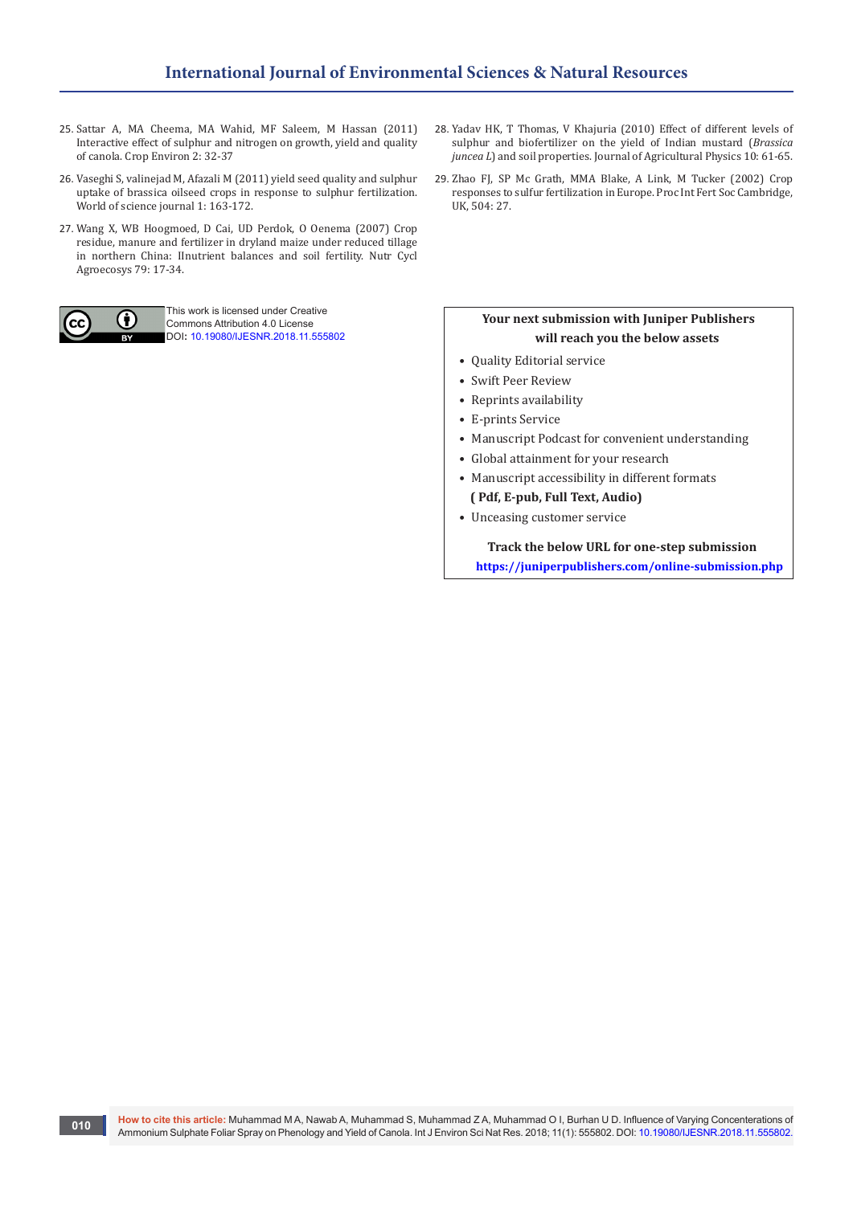25. Sattar A, MA Cheema, MA Wahid, MF Saleem, M Hassan (2011) Interactive effect of sulphur and nitrogen on growth, yield and quality of canola. Crop Environ 2: 32-37

26. Vaseghi S, valinejad M, Afazali M (2011) yield seed quality and sulphur uptake of brassica oilseed crops in response to sulphur fertilization. World of science journal 1: 163-172.

27. Wang X, WB Hoogmoed, D Cai, UD Perdok, O Oenema (2007) Crop residue, manure and fertilizer in dryland maize under reduced tillage in northern China: IInutrient balances and soil fertility. Nutr Cycl Agroecosys 79: 17-34.

28. Yadav HK, T Thomas, V Khajuria (2010) Effect of different levels of sulphur and biofertilizer on the yield of Indian mustard (*Brassica juncea L*) and soil properties. Journal of Agricultural Physics 10: 61-65.

29. Zhao FJ, SP Mc Grath, MMA Blake, A Link, M Tucker (2002) Crop responses to sulfur fertilization in Europe. Proc Int Fert Soc Cambridge, UK, 504: 27.

This work is licensed under Creative Commons Attribution 4.0 License
DOI: 10.19080/IJESNR.2018.11.555802

**Your next submission with Juniper Publishers will reach you the below assets**

- Quality Editorial service
- Swift Peer Review
- Reprints availability
- E-prints Service
- Manuscript Podcast for convenient understanding
- Global attainment for your research
- Manuscript accessibility in different formats
  **( Pdf, E-pub, Full Text, Audio)**
- Unceasing customer service

**Track the below URL for one-step submission**
**https://juniperpublishers.com/online-submission.php**